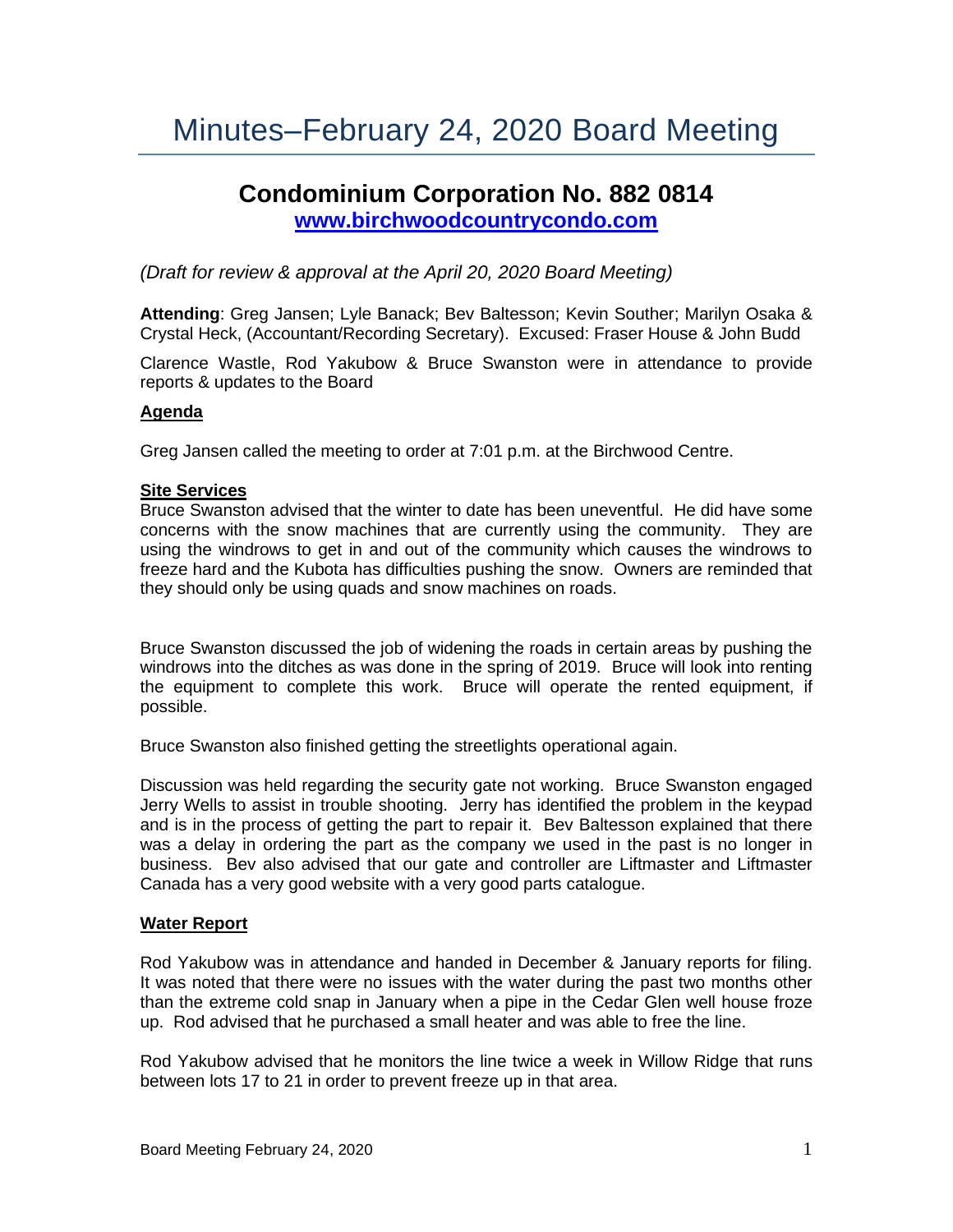# Minutes–February 24, 2020 Board Meeting

## Condominium Corporation No. 882 0814

**[www.birchwoodcountrycondo.com](http://www.birchwoodcountrycondo.com)**

*(Draft for review & approval at the April 20, 2020 Board Meeting)*

**Attending**: Greg Jansen; Lyle Banack; Bev Baltesson; Kevin Souther; Marilyn Osaka & Crystal Heck, (Accountant/Recording Secretary). Excused: Fraser House & John Budd

Clarence Wastle, Rod Yakubow & Bruce Swanston were in attendance to provide reports & updates to the Board

**Agenda**

Greg Jansen called the meeting to order at 7:01 p.m. at the Birchwood Centre.

**Site Services**

Bruce Swanston advised that the winter to date has been uneventful. He did have some concerns with the snow machines that are currently using the community. They are using the windrows to get in and out of the community which causes the windrows to freeze hard and the Kubota has difficulties pushing the snow. Owners are reminded that they should only be using quads and snow machines on roads.

Bruce Swanston discussed the job of widening the roads in certain areas by pushing the windrows into the ditches as was done in the spring of 2019. Bruce will look into renting the equipment to complete this work. Bruce will operate the rented equipment, if possible.

Bruce Swanston also finished getting the streetlights operational again.

Discussion was held regarding the security gate not working. Bruce Swanston engaged Jerry Wells to assist in trouble shooting. Jerry has identified the problem in the keypad and is in the process of getting the part to repair it. Bev Baltesson explained that there was a delay in ordering the part as the company we used in the past is no longer in business. Bev also advised that our gate and controller are Liftmaster and Liftmaster Canada has a very good website with a very good parts catalogue.

**Water Report**

Rod Yakubow was in attendance and handed in December & January reports for filing. It was noted that there were no issues with the water during the past two months other than the extreme cold snap in January when a pipe in the Cedar Glen well house froze up. Rod advised that he purchased a small heater and was able to free the line.

Rod Yakubow advised that he monitors the line twice a week in Willow Ridge that runs between lots 17 to 21 in order to prevent freeze up in that area.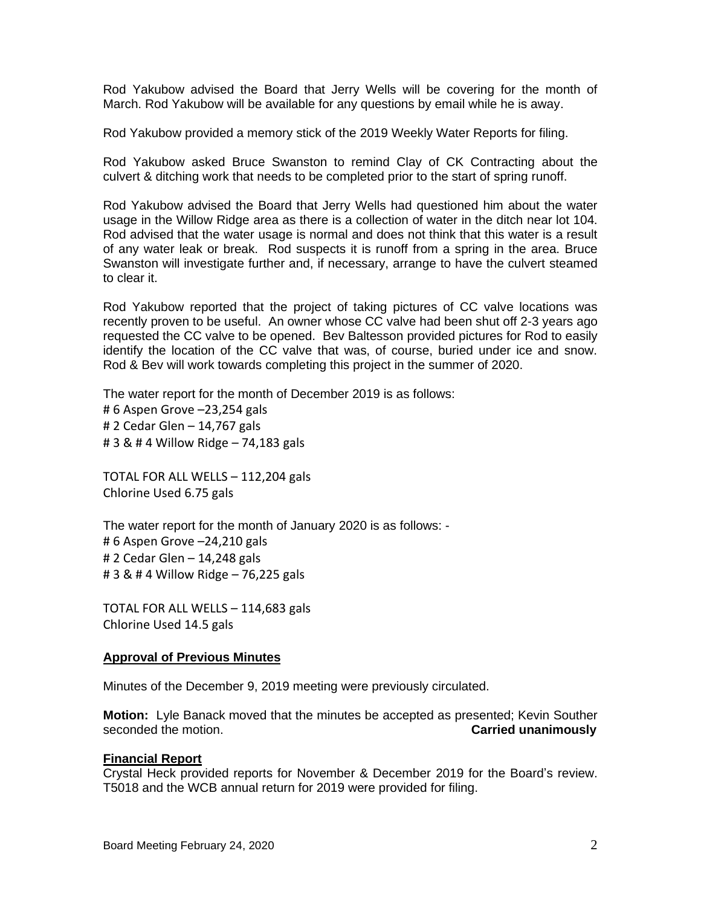Rod Yakubow advised the Board that Jerry Wells will be covering for the month of March. Rod Yakubow will be available for any questions by email while he is away.

Rod Yakubow provided a memory stick of the 2019 Weekly Water Reports for filing.

Rod Yakubow asked Bruce Swanston to remind Clay of CK Contracting about the culvert & ditching work that needs to be completed prior to the start of spring runoff.

Rod Yakubow advised the Board that Jerry Wells had questioned him about the water usage in the Willow Ridge area as there is a collection of water in the ditch near lot 104. Rod advised that the water usage is normal and does not think that this water is a result of any water leak or break. Rod suspects it is runoff from a spring in the area. Bruce Swanston will investigate further and, if necessary, arrange to have the culvert steamed to clear it.

Rod Yakubow reported that the project of taking pictures of CC valve locations was recently proven to be useful. An owner whose CC valve had been shut off 2-3 years ago requested the CC valve to be opened. Bev Baltesson provided pictures for Rod to easily identify the location of the CC valve that was, of course, buried under ice and snow. Rod & Bev will work towards completing this project in the summer of 2020.

The water report for the month of December 2019 is as follows:
# 6 Aspen Grove –23,254 gals
# 2 Cedar Glen – 14,767 gals
# 3 & # 4 Willow Ridge – 74,183 gals

TOTAL FOR ALL WELLS – 112,204 gals
Chlorine Used 6.75 gals

The water report for the month of January 2020 is as follows: -
# 6 Aspen Grove –24,210 gals
# 2 Cedar Glen – 14,248 gals
# 3 & # 4 Willow Ridge – 76,225 gals

TOTAL FOR ALL WELLS – 114,683 gals
Chlorine Used 14.5 gals

**Approval of Previous Minutes**

Minutes of the December 9, 2019 meeting were previously circulated.

**Motion:** Lyle Banack moved that the minutes be accepted as presented; Kevin Souther seconded the motion. **Carried unanimously**

**Financial Report**

Crystal Heck provided reports for November & December 2019 for the Board's review. T5018 and the WCB annual return for 2019 were provided for filing.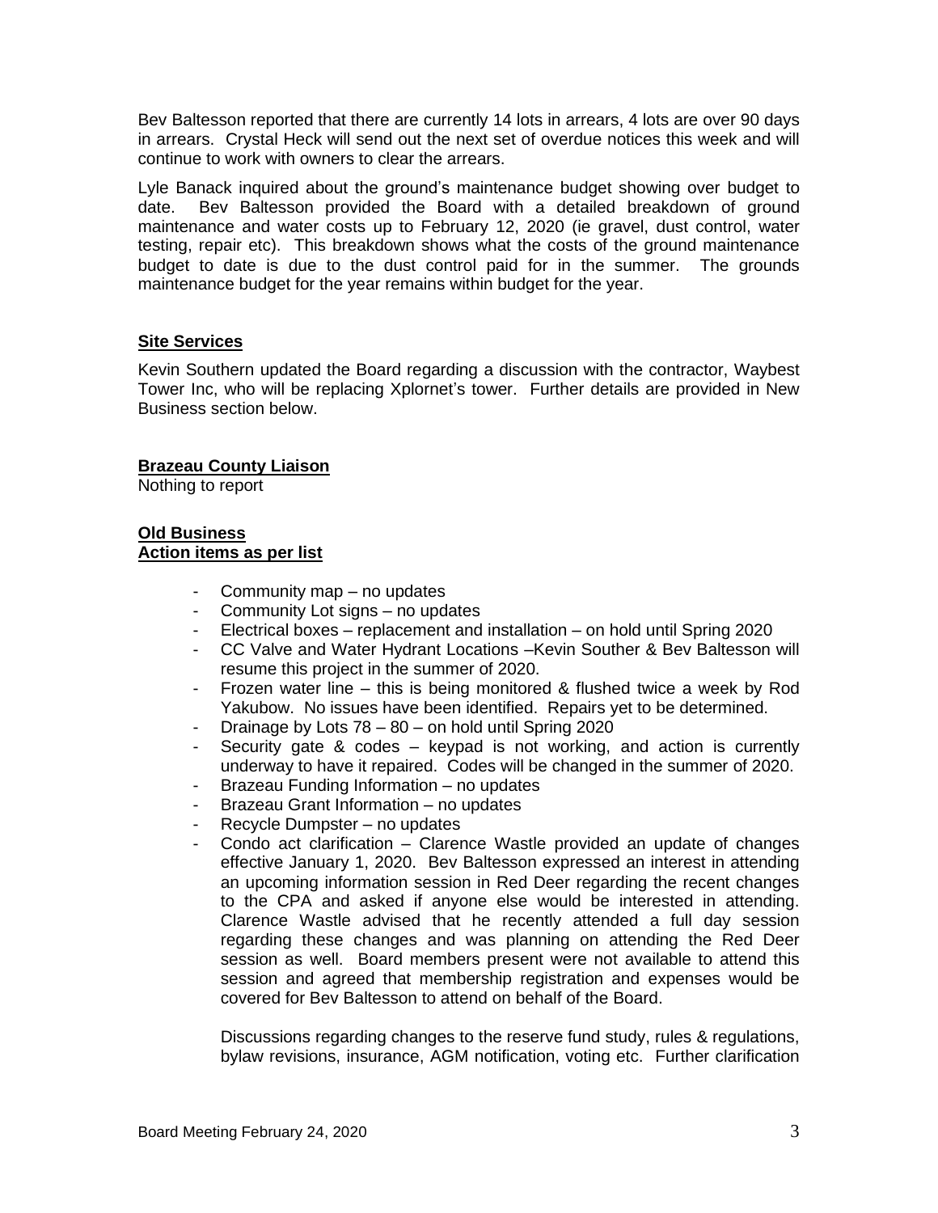Bev Baltesson reported that there are currently 14 lots in arrears, 4 lots are over 90 days in arrears. Crystal Heck will send out the next set of overdue notices this week and will continue to work with owners to clear the arrears.

Lyle Banack inquired about the ground's maintenance budget showing over budget to date. Bev Baltesson provided the Board with a detailed breakdown of ground maintenance and water costs up to February 12, 2020 (ie gravel, dust control, water testing, repair etc). This breakdown shows what the costs of the ground maintenance budget to date is due to the dust control paid for in the summer. The grounds maintenance budget for the year remains within budget for the year.

**Site Services**

Kevin Southern updated the Board regarding a discussion with the contractor, Waybest Tower Inc, who will be replacing Xplornet's tower. Further details are provided in New Business section below.

**Brazeau County Liaison**

Nothing to report

**Old Business**
**Action items as per list**

- Community map – no updates
- Community Lot signs – no updates
- Electrical boxes – replacement and installation – on hold until Spring 2020
- CC Valve and Water Hydrant Locations –Kevin Souther & Bev Baltesson will resume this project in the summer of 2020.
- Frozen water line – this is being monitored & flushed twice a week by Rod Yakubow. No issues have been identified. Repairs yet to be determined.
- Drainage by Lots 78 – 80 – on hold until Spring 2020
- Security gate & codes – keypad is not working, and action is currently underway to have it repaired. Codes will be changed in the summer of 2020.
- Brazeau Funding Information – no updates
- Brazeau Grant Information – no updates
- Recycle Dumpster – no updates
- Condo act clarification – Clarence Wastle provided an update of changes effective January 1, 2020. Bev Baltesson expressed an interest in attending an upcoming information session in Red Deer regarding the recent changes to the CPA and asked if anyone else would be interested in attending. Clarence Wastle advised that he recently attended a full day session regarding these changes and was planning on attending the Red Deer session as well. Board members present were not available to attend this session and agreed that membership registration and expenses would be covered for Bev Baltesson to attend on behalf of the Board.

  Discussions regarding changes to the reserve fund study, rules & regulations, bylaw revisions, insurance, AGM notification, voting etc. Further clarification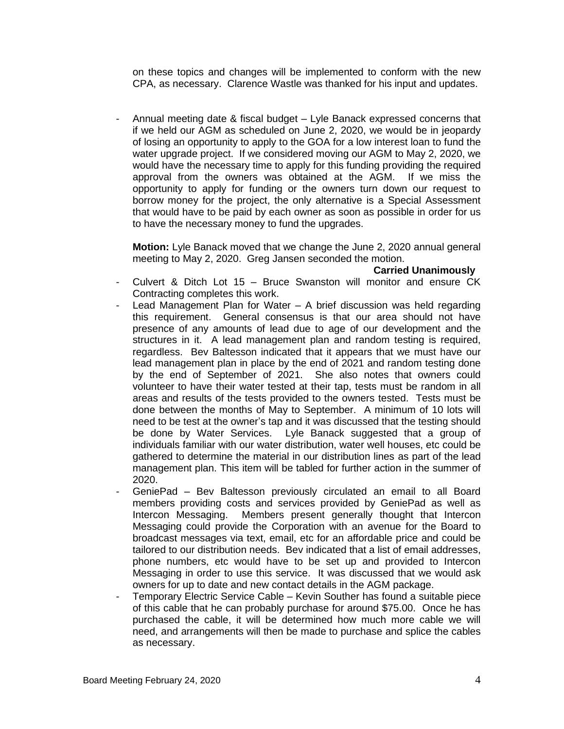on these topics and changes will be implemented to conform with the new CPA, as necessary. Clarence Wastle was thanked for his input and updates.

- Annual meeting date & fiscal budget – Lyle Banack expressed concerns that if we held our AGM as scheduled on June 2, 2020, we would be in jeopardy of losing an opportunity to apply to the GOA for a low interest loan to fund the water upgrade project. If we considered moving our AGM to May 2, 2020, we would have the necessary time to apply for this funding providing the required approval from the owners was obtained at the AGM. If we miss the opportunity to apply for funding or the owners turn down our request to borrow money for the project, the only alternative is a Special Assessment that would have to be paid by each owner as soon as possible in order for us to have the necessary money to fund the upgrades.

  **Motion:** Lyle Banack moved that we change the June 2, 2020 annual general meeting to May 2, 2020. Greg Jansen seconded the motion.

  **Carried Unanimously**

- Culvert & Ditch Lot 15 – Bruce Swanston will monitor and ensure CK Contracting completes this work.
- Lead Management Plan for Water – A brief discussion was held regarding this requirement. General consensus is that our area should not have presence of any amounts of lead due to age of our development and the structures in it. A lead management plan and random testing is required, regardless. Bev Baltesson indicated that it appears that we must have our lead management plan in place by the end of 2021 and random testing done by the end of September of 2021. She also notes that owners could volunteer to have their water tested at their tap, tests must be random in all areas and results of the tests provided to the owners tested. Tests must be done between the months of May to September. A minimum of 10 lots will need to be test at the owner's tap and it was discussed that the testing should be done by Water Services. Lyle Banack suggested that a group of individuals familiar with our water distribution, water well houses, etc could be gathered to determine the material in our distribution lines as part of the lead management plan. This item will be tabled for further action in the summer of 2020.
- GeniePad – Bev Baltesson previously circulated an email to all Board members providing costs and services provided by GeniePad as well as Intercon Messaging. Members present generally thought that Intercon Messaging could provide the Corporation with an avenue for the Board to broadcast messages via text, email, etc for an affordable price and could be tailored to our distribution needs. Bev indicated that a list of email addresses, phone numbers, etc would have to be set up and provided to Intercon Messaging in order to use this service. It was discussed that we would ask owners for up to date and new contact details in the AGM package.
- Temporary Electric Service Cable – Kevin Souther has found a suitable piece of this cable that he can probably purchase for around $75.00. Once he has purchased the cable, it will be determined how much more cable we will need, and arrangements will then be made to purchase and splice the cables as necessary.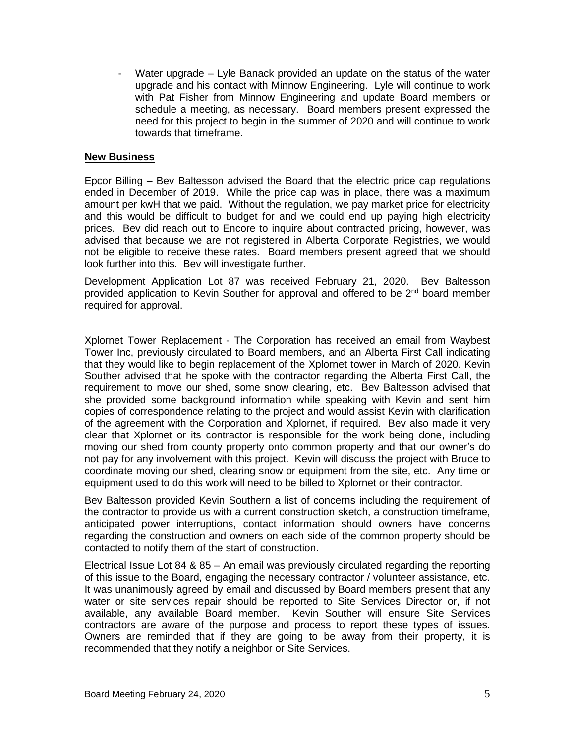- Water upgrade – Lyle Banack provided an update on the status of the water upgrade and his contact with Minnow Engineering. Lyle will continue to work with Pat Fisher from Minnow Engineering and update Board members or schedule a meeting, as necessary. Board members present expressed the need for this project to begin in the summer of 2020 and will continue to work towards that timeframe.

**New Business**

Epcor Billing – Bev Baltesson advised the Board that the electric price cap regulations ended in December of 2019. While the price cap was in place, there was a maximum amount per kwH that we paid. Without the regulation, we pay market price for electricity and this would be difficult to budget for and we could end up paying high electricity prices. Bev did reach out to Encore to inquire about contracted pricing, however, was advised that because we are not registered in Alberta Corporate Registries, we would not be eligible to receive these rates. Board members present agreed that we should look further into this. Bev will investigate further.

Development Application Lot 87 was received February 21, 2020. Bev Baltesson provided application to Kevin Souther for approval and offered to be 2nd board member required for approval.

Xplornet Tower Replacement - The Corporation has received an email from Waybest Tower Inc, previously circulated to Board members, and an Alberta First Call indicating that they would like to begin replacement of the Xplornet tower in March of 2020. Kevin Souther advised that he spoke with the contractor regarding the Alberta First Call, the requirement to move our shed, some snow clearing, etc. Bev Baltesson advised that she provided some background information while speaking with Kevin and sent him copies of correspondence relating to the project and would assist Kevin with clarification of the agreement with the Corporation and Xplornet, if required. Bev also made it very clear that Xplornet or its contractor is responsible for the work being done, including moving our shed from county property onto common property and that our owner's do not pay for any involvement with this project. Kevin will discuss the project with Bruce to coordinate moving our shed, clearing snow or equipment from the site, etc. Any time or equipment used to do this work will need to be billed to Xplornet or their contractor.

Bev Baltesson provided Kevin Southern a list of concerns including the requirement of the contractor to provide us with a current construction sketch, a construction timeframe, anticipated power interruptions, contact information should owners have concerns regarding the construction and owners on each side of the common property should be contacted to notify them of the start of construction.

Electrical Issue Lot 84 & 85 – An email was previously circulated regarding the reporting of this issue to the Board, engaging the necessary contractor / volunteer assistance, etc. It was unanimously agreed by email and discussed by Board members present that any water or site services repair should be reported to Site Services Director or, if not available, any available Board member. Kevin Souther will ensure Site Services contractors are aware of the purpose and process to report these types of issues. Owners are reminded that if they are going to be away from their property, it is recommended that they notify a neighbor or Site Services.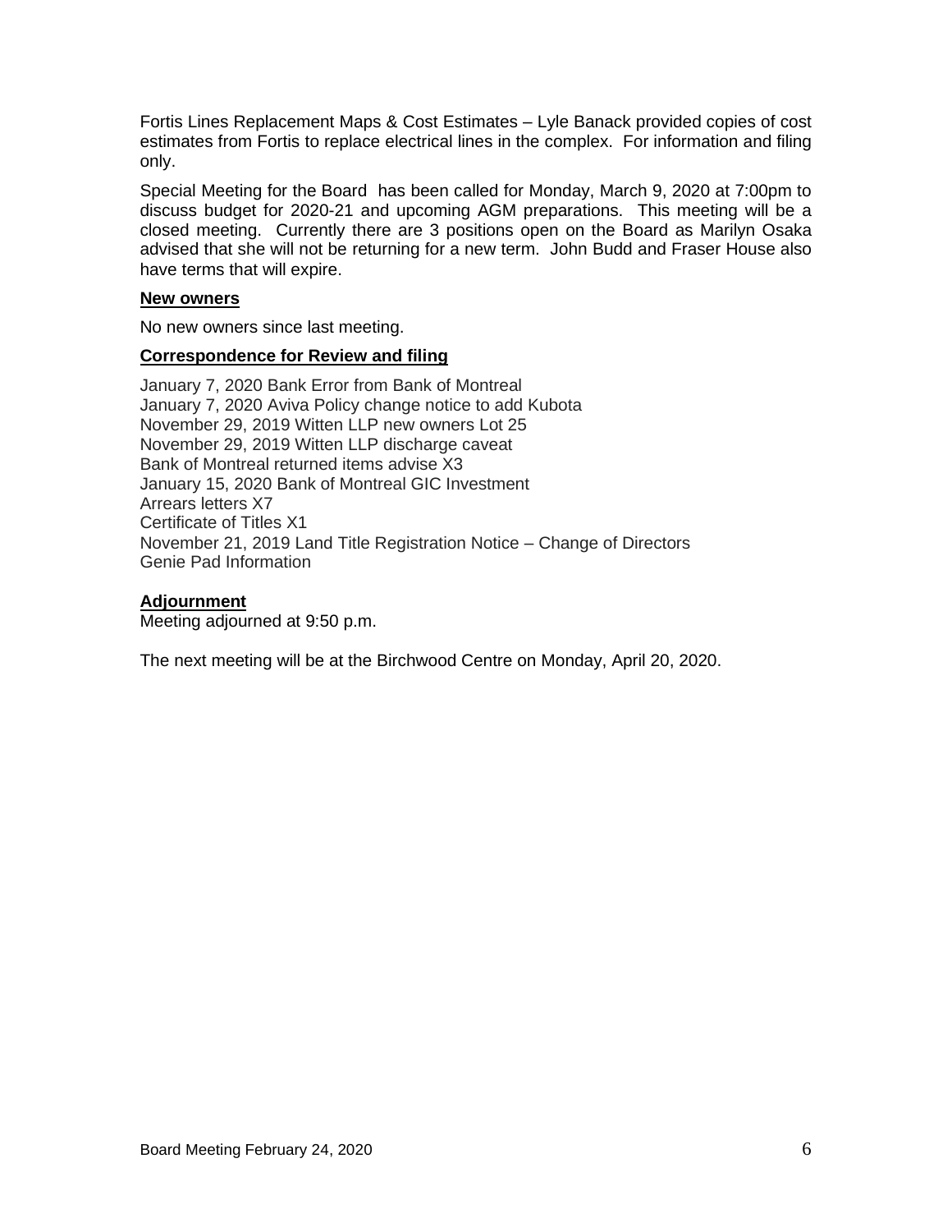Fortis Lines Replacement Maps & Cost Estimates – Lyle Banack provided copies of cost estimates from Fortis to replace electrical lines in the complex. For information and filing only.

Special Meeting for the Board has been called for Monday, March 9, 2020 at 7:00pm to discuss budget for 2020-21 and upcoming AGM preparations. This meeting will be a closed meeting. Currently there are 3 positions open on the Board as Marilyn Osaka advised that she will not be returning for a new term. John Budd and Fraser House also have terms that will expire.

**New owners**

No new owners since last meeting.

**Correspondence for Review and filing**

January 7, 2020 Bank Error from Bank of Montreal
January 7, 2020 Aviva Policy change notice to add Kubota
November 29, 2019 Witten LLP new owners Lot 25
November 29, 2019 Witten LLP discharge caveat
Bank of Montreal returned items advise X3
January 15, 2020 Bank of Montreal GIC Investment
Arrears letters X7
Certificate of Titles X1
November 21, 2019 Land Title Registration Notice – Change of Directors
Genie Pad Information

**Adjournment**

Meeting adjourned at 9:50 p.m.

The next meeting will be at the Birchwood Centre on Monday, April 20, 2020.